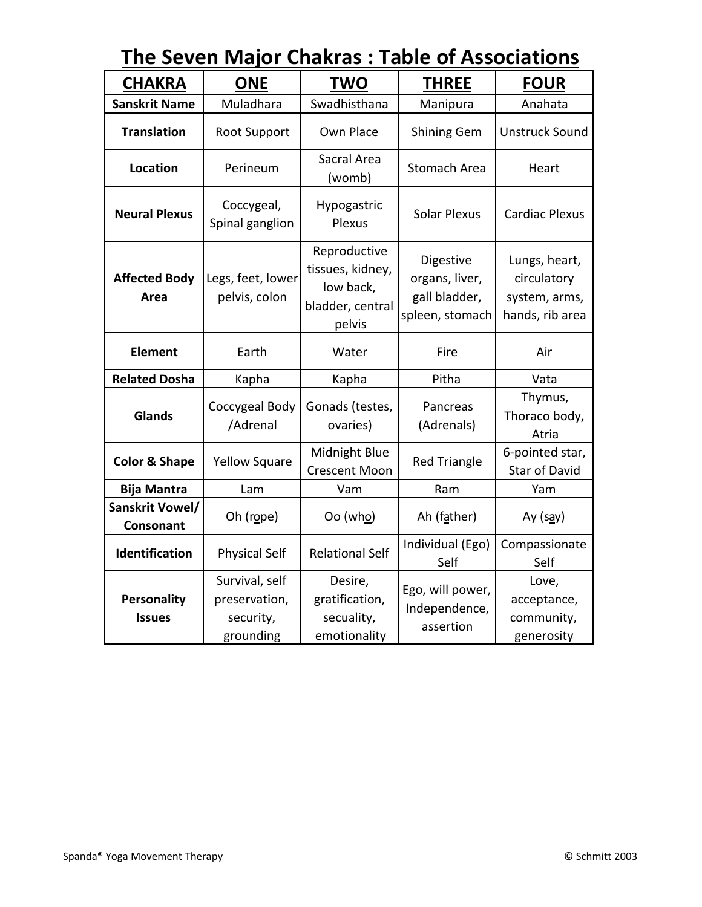# The Seven Major Chakras : Table of Associations

| CHAKRA | ONE | TWO | THREE | FOUR |
|---|---|---|---|---|
| **Sanskrit Name** | Muladhara | Swadhisthana | Manipura | Anahata |
| **Translation** | Root Support | Own Place | Shining Gem | Unstruck Sound |
| **Location** | Perineum | Sacral Area (womb) | Stomach Area | Heart |
| **Neural Plexus** | Coccygeal, Spinal ganglion | Hypogastric Plexus | Solar Plexus | Cardiac Plexus |
| **Affected Body Area** | Legs, feet, lower pelvis, colon | Reproductive tissues, kidney, low back, bladder, central pelvis | Digestive organs, liver, gall bladder, spleen, stomach | Lungs, heart, circulatory system, arms, hands, rib area |
| **Element** | Earth | Water | Fire | Air |
| **Related Dosha** | Kapha | Kapha | Pitha | Vata |
| **Glands** | Coccygeal Body /Adrenal | Gonads (testes, ovaries) | Pancreas (Adrenals) | Thymus, Thoraco body, Atria |
| **Color & Shape** | Yellow Square | Midnight Blue Crescent Moon | Red Triangle | 6-pointed star, Star of David |
| **Bija Mantra** | Lam | Vam | Ram | Yam |
| **Sanskrit Vowel/ Consonant** | Oh (rope) | Oo (who) | Ah (father) | Ay (say) |
| **Identification** | Physical Self | Relational Self | Individual (Ego) Self | Compassionate Self |
| **Personality Issues** | Survival, self preservation, security, grounding | Desire, gratification, secuality, emotionality | Ego, will power, Independence, assertion | Love, acceptance, community, generosity |

Spanda® Yoga Movement Therapy © Schmitt 2003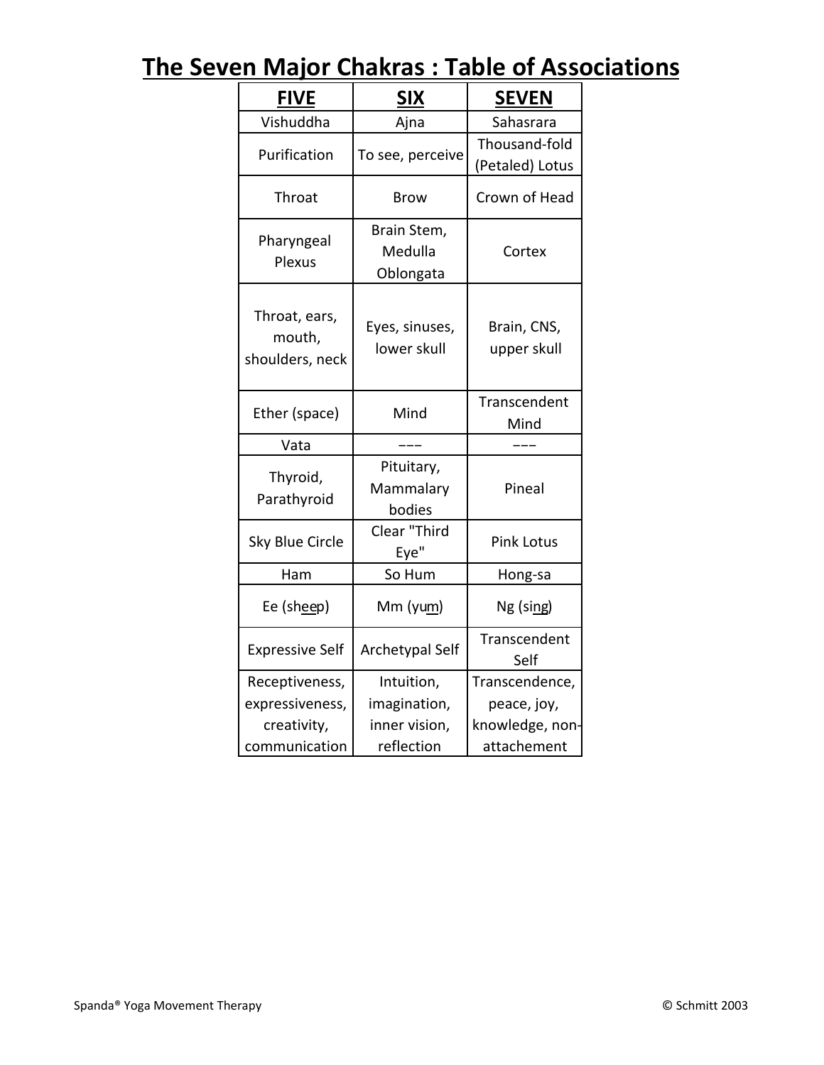# The Seven Major Chakras : Table of Associations

| FIVE | SIX | SEVEN |
| --- | --- | --- |
| Vishuddha | Ajna | Sahasrara |
| Purification | To see, perceive | Thousand-fold (Petaled) Lotus |
| Throat | Brow | Crown of Head |
| Pharyngeal Plexus | Brain Stem, Medulla Oblongata | Cortex |
| Throat, ears, mouth, shoulders, neck | Eyes, sinuses, lower skull | Brain, CNS, upper skull |
| Ether (space) | Mind | Transcendent Mind |
| Vata | ––– | ––– |
| Thyroid, Parathyroid | Pituitary, Mammalary bodies | Pineal |
| Sky Blue Circle | Clear "Third Eye" | Pink Lotus |
| Ham | So Hum | Hong-sa |
| Ee (sheep) | Mm (yum) | Ng (sing) |
| Expressive Self | Archetypal Self | Transcendent Self |
| Receptiveness, expressiveness, creativity, communication | Intuition, imagination, inner vision, reflection | Transcendence, peace, joy, knowledge, non-attachement |

Spanda® Yoga Movement Therapy

© Schmitt 2003